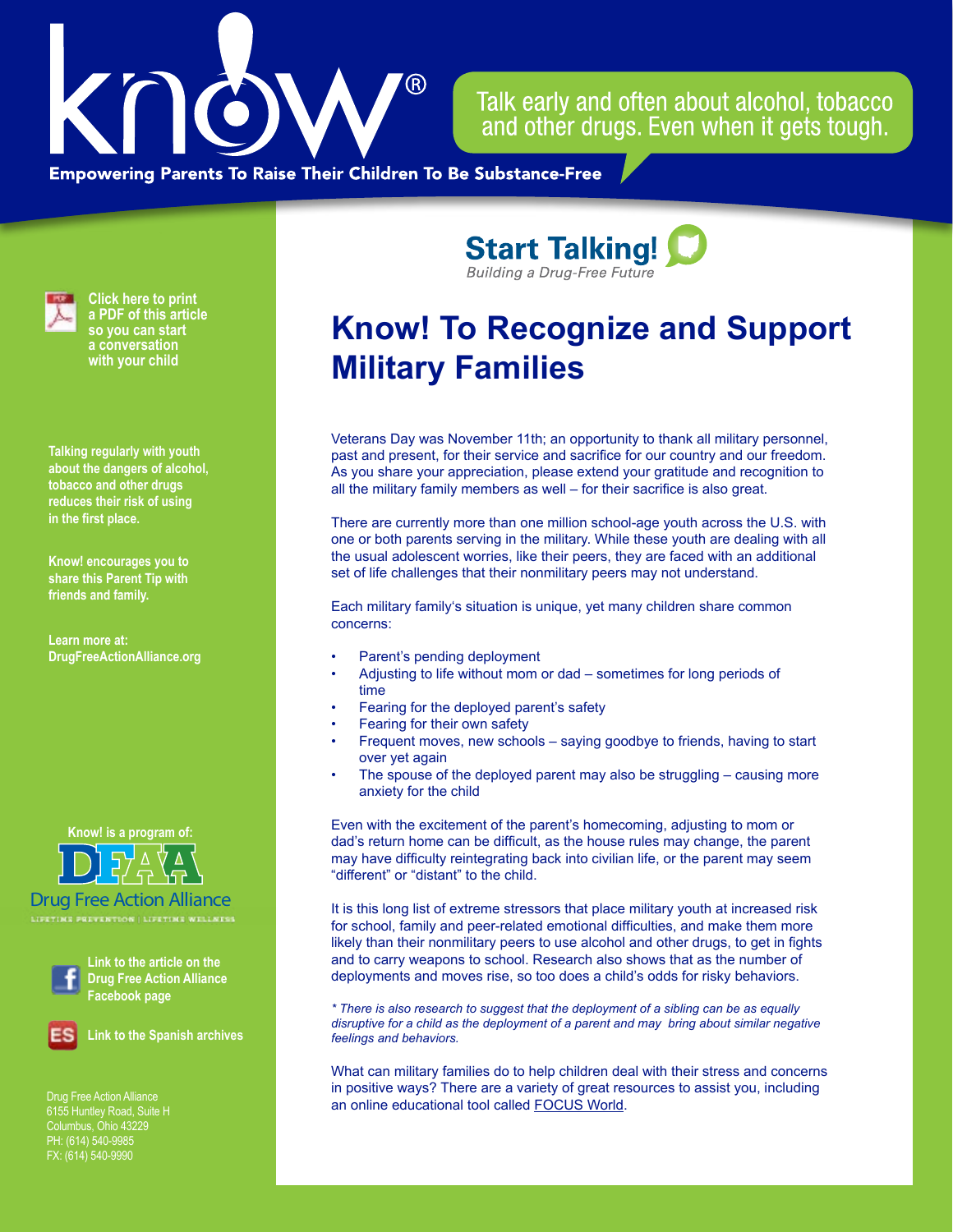# know!®

Talk early and often about alcohol, tobacco and other drugs. Even when it gets tough.

**Empowering Parents To Raise Their Children To Be Substance-Free**

**Start Talking!** *Building a Drug-Free Future*

**Click here to print a PDF of this article so you can start a conversation with your child**

**Talking regularly with youth about the dangers of alcohol, tobacco and other drugs reduces their risk of using in the first place.**

**Know! encourages you to share this Parent Tip with friends and family.**

**Learn more at: DrugFreeActionAlliance.org**

**Know! is a program of:**

DFAA Drug Free Action Alliance
LIFETIME PREVENTION | LIFETIME WELLNESS

**Link to the article on the Drug Free Action Alliance Facebook page**

**Link to the Spanish archives**

Drug Free Action Alliance
6155 Huntley Road, Suite H
Columbus, Ohio 43229
PH: (614) 540-9985
FX: (614) 540-9990

# Know! To Recognize and Support Military Families

Veterans Day was November 11th; an opportunity to thank all military personnel, past and present, for their service and sacrifice for our country and our freedom. As you share your appreciation, please extend your gratitude and recognition to all the military family members as well – for their sacrifice is also great.

There are currently more than one million school-age youth across the U.S. with one or both parents serving in the military. While these youth are dealing with all the usual adolescent worries, like their peers, they are faced with an additional set of life challenges that their nonmilitary peers may not understand.

Each military family's situation is unique, yet many children share common concerns:

- Parent's pending deployment
- Adjusting to life without mom or dad – sometimes for long periods of time
- Fearing for the deployed parent's safety
- Fearing for their own safety
- Frequent moves, new schools – saying goodbye to friends, having to start over yet again
- The spouse of the deployed parent may also be struggling – causing more anxiety for the child

Even with the excitement of the parent's homecoming, adjusting to mom or dad's return home can be difficult, as the house rules may change, the parent may have difficulty reintegrating back into civilian life, or the parent may seem "different" or "distant" to the child.

It is this long list of extreme stressors that place military youth at increased risk for school, family and peer-related emotional difficulties, and make them more likely than their nonmilitary peers to use alcohol and other drugs, to get in fights and to carry weapons to school. Research also shows that as the number of deployments and moves rise, so too does a child's odds for risky behaviors.

*\* There is also research to suggest that the deployment of a sibling can be as equally disruptive for a child as the deployment of a parent and may bring about similar negative feelings and behaviors.*

What can military families do to help children deal with their stress and concerns in positive ways? There are a variety of great resources to assist you, including an online educational tool called FOCUS World.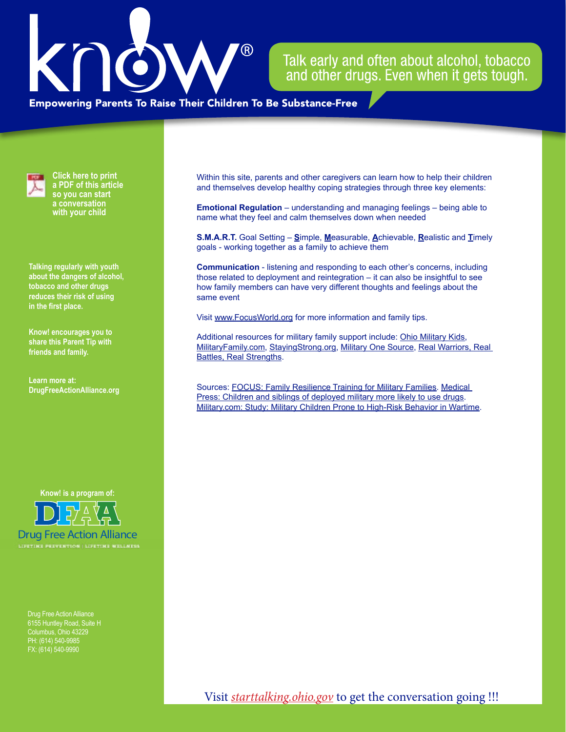# know!®

Talk early and often about alcohol, tobacco and other drugs. Even when it gets tough.

**Empowering Parents To Raise Their Children To Be Substance-Free**

**Click here to print a PDF of this article so you can start a conversation with your child**

**Talking regularly with youth about the dangers of alcohol, tobacco and other drugs reduces their risk of using in the first place.**

**Know! encourages you to share this Parent Tip with friends and family.**

**Learn more at: DrugFreeActionAlliance.org**

Within this site, parents and other caregivers can learn how to help their children and themselves develop healthy coping strategies through three key elements:

**Emotional Regulation** – understanding and managing feelings – being able to name what they feel and calm themselves down when needed

**S.M.A.R.T.** Goal Setting – **S**imple, **M**easurable, **A**chievable, **R**ealistic and **T**imely goals - working together as a family to achieve them

**Communication** - listening and responding to each other's concerns, including those related to deployment and reintegration – it can also be insightful to see how family members can have very different thoughts and feelings about the same event

Visit www.FocusWorld.org for more information and family tips.

Additional resources for military family support include: Ohio Military Kids, MilitaryFamily.com, StayingStrong.org, Military One Source, Real Warriors, Real Battles, Real Strengths.

Sources: FOCUS: Family Resilience Training for Military Families. Medical Press: Children and siblings of deployed military more likely to use drugs. Military.com: Study: Military Children Prone to High-Risk Behavior in Wartime.

**Know! is a program of:**

DFAA
Drug Free Action Alliance
LIFETIME PREVENTION | LIFETIME WELLNESS

Drug Free Action Alliance
6155 Huntley Road, Suite H
Columbus, Ohio 43229
PH: (614) 540-9985
FX: (614) 540-9990

Visit *starttalking.ohio.gov* to get the conversation going !!!